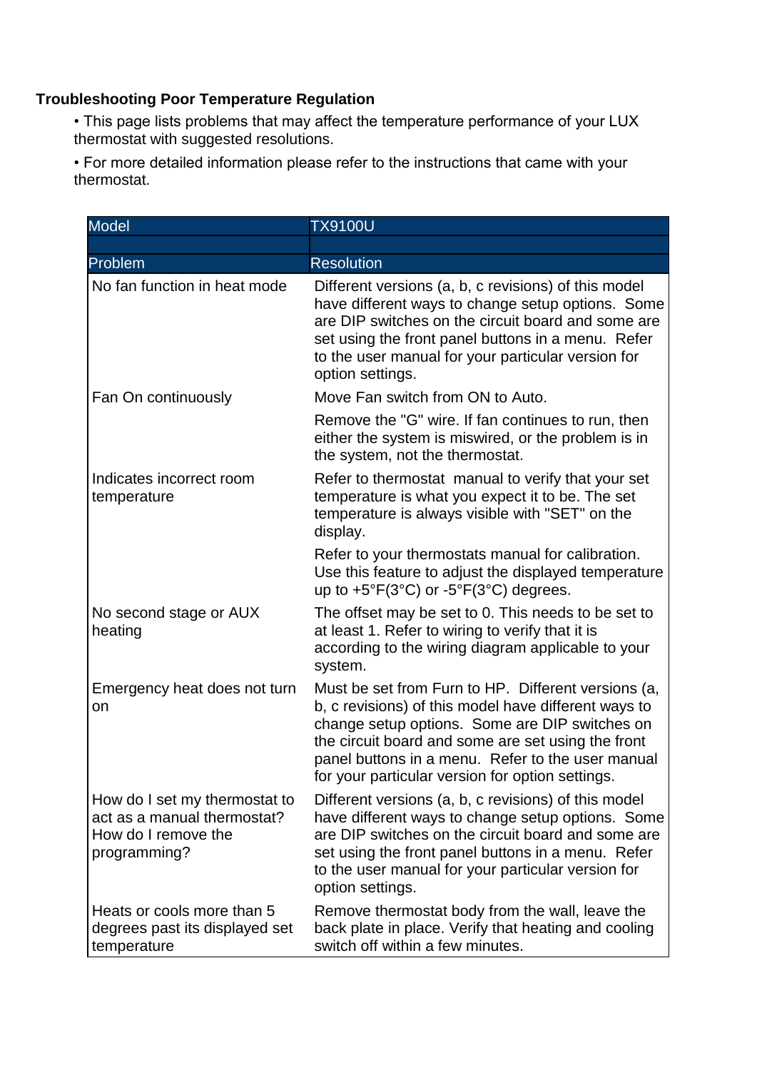## Troubleshooting Poor Temperature Regulation

- This page lists problems that may affect the temperature performance of your LUX thermostat with suggested resolutions.
- For more detailed information please refer to the instructions that came with your thermostat.

| Model | TX9100U |
|---|---|
| | |
| **Problem** | **Resolution** |
| No fan function in heat mode | Different versions (a, b, c revisions) of this model have different ways to change setup options. Some are DIP switches on the circuit board and some are set using the front panel buttons in a menu. Refer to the user manual for your particular version for option settings. |
| Fan On continuously | Move Fan switch from ON to Auto. |
| | Remove the "G" wire. If fan continues to run, then either the system is miswired, or the problem is in the system, not the thermostat. |
| Indicates incorrect room temperature | Refer to thermostat manual to verify that your set temperature is what you expect it to be. The set temperature is always visible with "SET" on the display. |
| | Refer to your thermostats manual for calibration. Use this feature to adjust the displayed temperature up to +5°F(3°C) or -5°F(3°C) degrees. |
| No second stage or AUX heating | The offset may be set to 0. This needs to be set to at least 1. Refer to wiring to verify that it is according to the wiring diagram applicable to your system. |
| Emergency heat does not turn on | Must be set from Furn to HP. Different versions (a, b, c revisions) of this model have different ways to change setup options. Some are DIP switches on the circuit board and some are set using the front panel buttons in a menu. Refer to the user manual for your particular version for option settings. |
| How do I set my thermostat to act as a manual thermostat? How do I remove the programming? | Different versions (a, b, c revisions) of this model have different ways to change setup options. Some are DIP switches on the circuit board and some are set using the front panel buttons in a menu. Refer to the user manual for your particular version for option settings. |
| Heats or cools more than 5 degrees past its displayed set temperature | Remove thermostat body from the wall, leave the back plate in place. Verify that heating and cooling switch off within a few minutes. |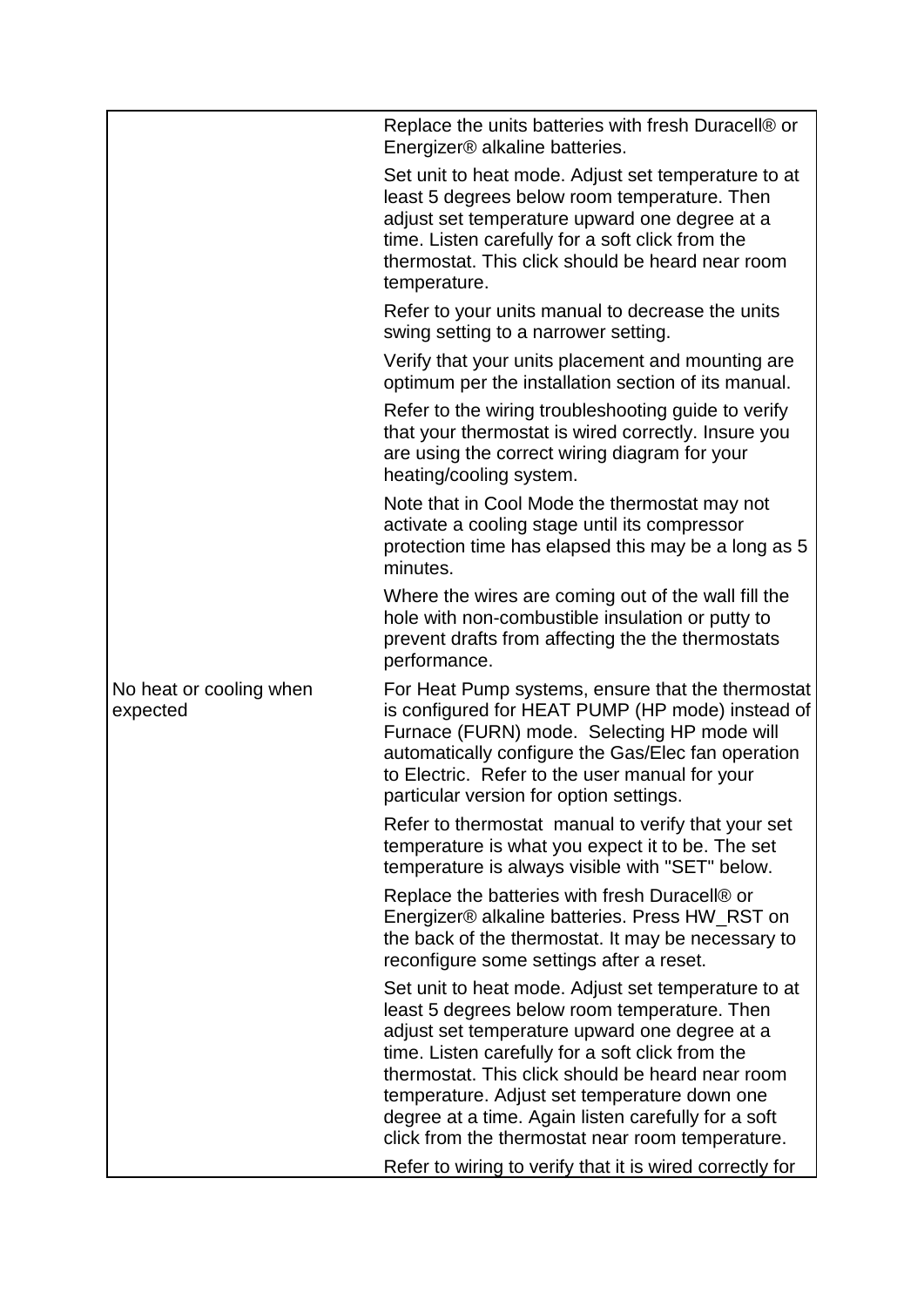| | |
|---|---|
| | Replace the units batteries with fresh Duracell® or Energizer® alkaline batteries. |
| | Set unit to heat mode. Adjust set temperature to at least 5 degrees below room temperature. Then adjust set temperature upward one degree at a time. Listen carefully for a soft click from the thermostat. This click should be heard near room temperature. |
| | Refer to your units manual to decrease the units swing setting to a narrower setting. |
| | Verify that your units placement and mounting are optimum per the installation section of its manual. |
| | Refer to the wiring troubleshooting guide to verify that your thermostat is wired correctly. Insure you are using the correct wiring diagram for your heating/cooling system. |
| | Note that in Cool Mode the thermostat may not activate a cooling stage until its compressor protection time has elapsed this may be a long as 5 minutes. |
| | Where the wires are coming out of the wall fill the hole with non-combustible insulation or putty to prevent drafts from affecting the the thermostats performance. |
| No heat or cooling when expected | For Heat Pump systems, ensure that the thermostat is configured for HEAT PUMP (HP mode) instead of Furnace (FURN) mode. Selecting HP mode will automatically configure the Gas/Elec fan operation to Electric. Refer to the user manual for your particular version for option settings. |
| | Refer to thermostat manual to verify that your set temperature is what you expect it to be. The set temperature is always visible with "SET" below. |
| | Replace the batteries with fresh Duracell® or Energizer® alkaline batteries. Press HW_RST on the back of the thermostat. It may be necessary to reconfigure some settings after a reset. |
| | Set unit to heat mode. Adjust set temperature to at least 5 degrees below room temperature. Then adjust set temperature upward one degree at a time. Listen carefully for a soft click from the thermostat. This click should be heard near room temperature. Adjust set temperature down one degree at a time. Again listen carefully for a soft click from the thermostat near room temperature. |
| | Refer to wiring to verify that it is wired correctly for |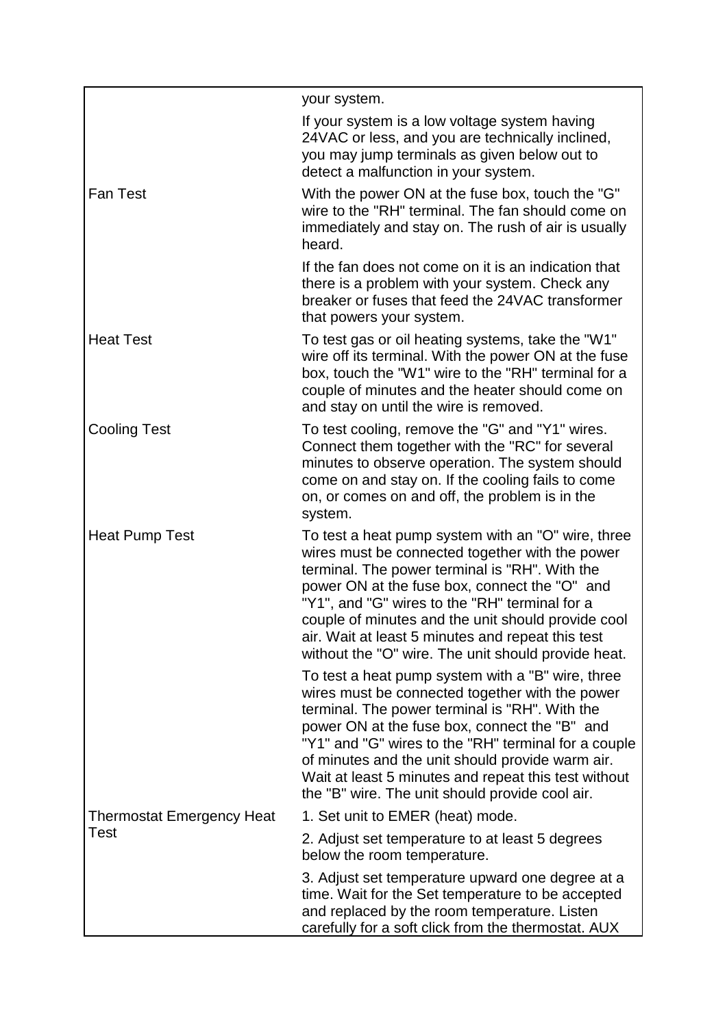| | |
|---|---|
| | your system. |
| | If your system is a low voltage system having 24VAC or less, and you are technically inclined, you may jump terminals as given below out to detect a malfunction in your system. |
| Fan Test | With the power ON at the fuse box, touch the "G" wire to the "RH" terminal. The fan should come on immediately and stay on. The rush of air is usually heard. |
| | If the fan does not come on it is an indication that there is a problem with your system. Check any breaker or fuses that feed the 24VAC transformer that powers your system. |
| Heat Test | To test gas or oil heating systems, take the "W1" wire off its terminal. With the power ON at the fuse box, touch the "W1" wire to the "RH" terminal for a couple of minutes and the heater should come on and stay on until the wire is removed. |
| Cooling Test | To test cooling, remove the "G" and "Y1" wires. Connect them together with the "RC" for several minutes to observe operation. The system should come on and stay on. If the cooling fails to come on, or comes on and off, the problem is in the system. |
| Heat Pump Test | To test a heat pump system with an "O" wire, three wires must be connected together with the power terminal. The power terminal is "RH". With the power ON at the fuse box, connect the "O" and "Y1", and "G" wires to the "RH" terminal for a couple of minutes and the unit should provide cool air. Wait at least 5 minutes and repeat this test without the "O" wire. The unit should provide heat. |
| | To test a heat pump system with a "B" wire, three wires must be connected together with the power terminal. The power terminal is "RH". With the power ON at the fuse box, connect the "B" and "Y1" and "G" wires to the "RH" terminal for a couple of minutes and the unit should provide warm air. Wait at least 5 minutes and repeat this test without the "B" wire. The unit should provide cool air. |
| Thermostat Emergency Heat Test | 1. Set unit to EMER (heat) mode. |
| | 2. Adjust set temperature to at least 5 degrees below the room temperature. |
| | 3. Adjust set temperature upward one degree at a time. Wait for the Set temperature to be accepted and replaced by the room temperature. Listen carefully for a soft click from the thermostat. AUX |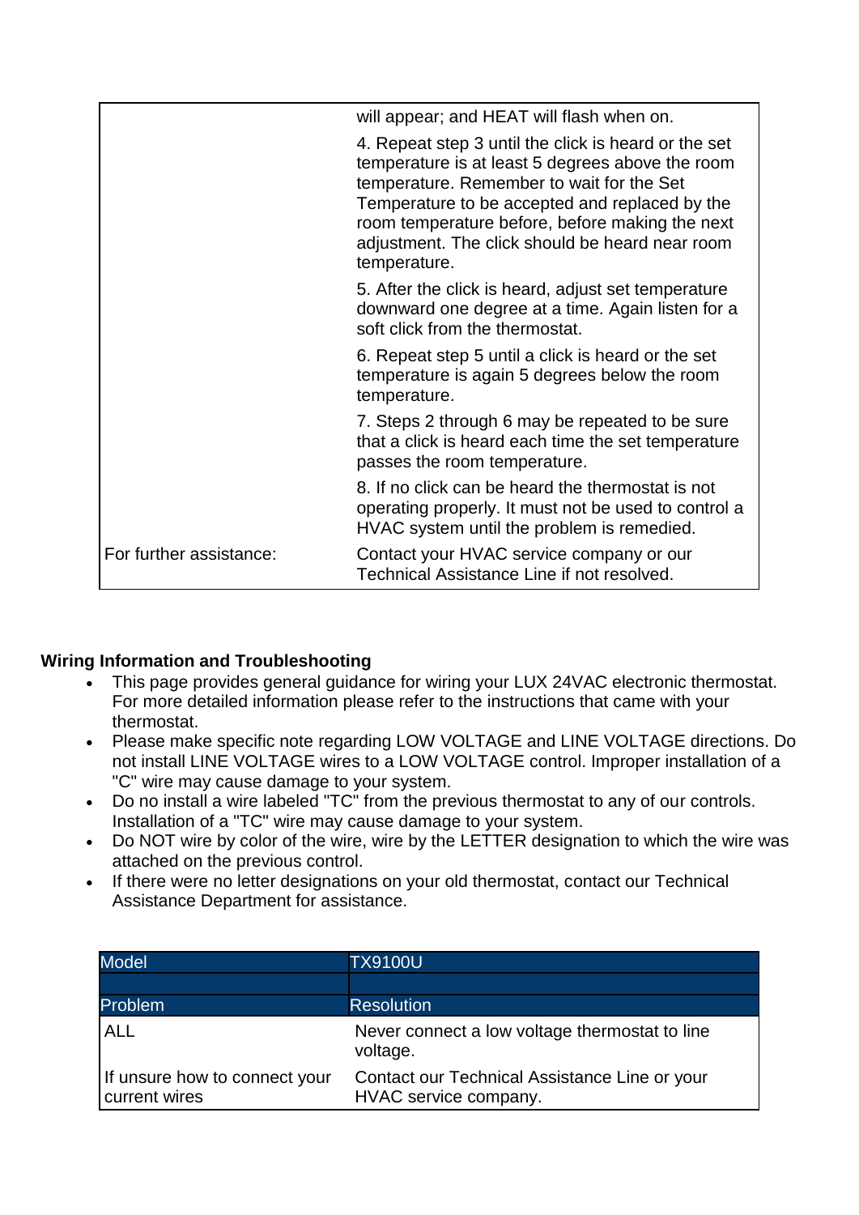| | |
|---|---|
| | will appear; and HEAT will flash when on. |
| | 4. Repeat step 3 until the click is heard or the set temperature is at least 5 degrees above the room temperature. Remember to wait for the Set Temperature to be accepted and replaced by the room temperature before, before making the next adjustment. The click should be heard near room temperature. |
| | 5. After the click is heard, adjust set temperature downward one degree at a time. Again listen for a soft click from the thermostat. |
| | 6. Repeat step 5 until a click is heard or the set temperature is again 5 degrees below the room temperature. |
| | 7. Steps 2 through 6 may be repeated to be sure that a click is heard each time the set temperature passes the room temperature. |
| | 8. If no click can be heard the thermostat is not operating properly. It must not be used to control a HVAC system until the problem is remedied. |
| For further assistance: | Contact your HVAC service company or our Technical Assistance Line if not resolved. |

**Wiring Information and Troubleshooting**

- This page provides general guidance for wiring your LUX 24VAC electronic thermostat. For more detailed information please refer to the instructions that came with your thermostat.
- Please make specific note regarding LOW VOLTAGE and LINE VOLTAGE directions. Do not install LINE VOLTAGE wires to a LOW VOLTAGE control. Improper installation of a "C" wire may cause damage to your system.
- Do no install a wire labeled "TC" from the previous thermostat to any of our controls. Installation of a "TC" wire may cause damage to your system.
- Do NOT wire by color of the wire, wire by the LETTER designation to which the wire was attached on the previous control.
- If there were no letter designations on your old thermostat, contact our Technical Assistance Department for assistance.

| Model | TX9100U |
|---|---|
| | |
| Problem | Resolution |
| ALL | Never connect a low voltage thermostat to line voltage. |
| If unsure how to connect your current wires | Contact our Technical Assistance Line or your HVAC service company. |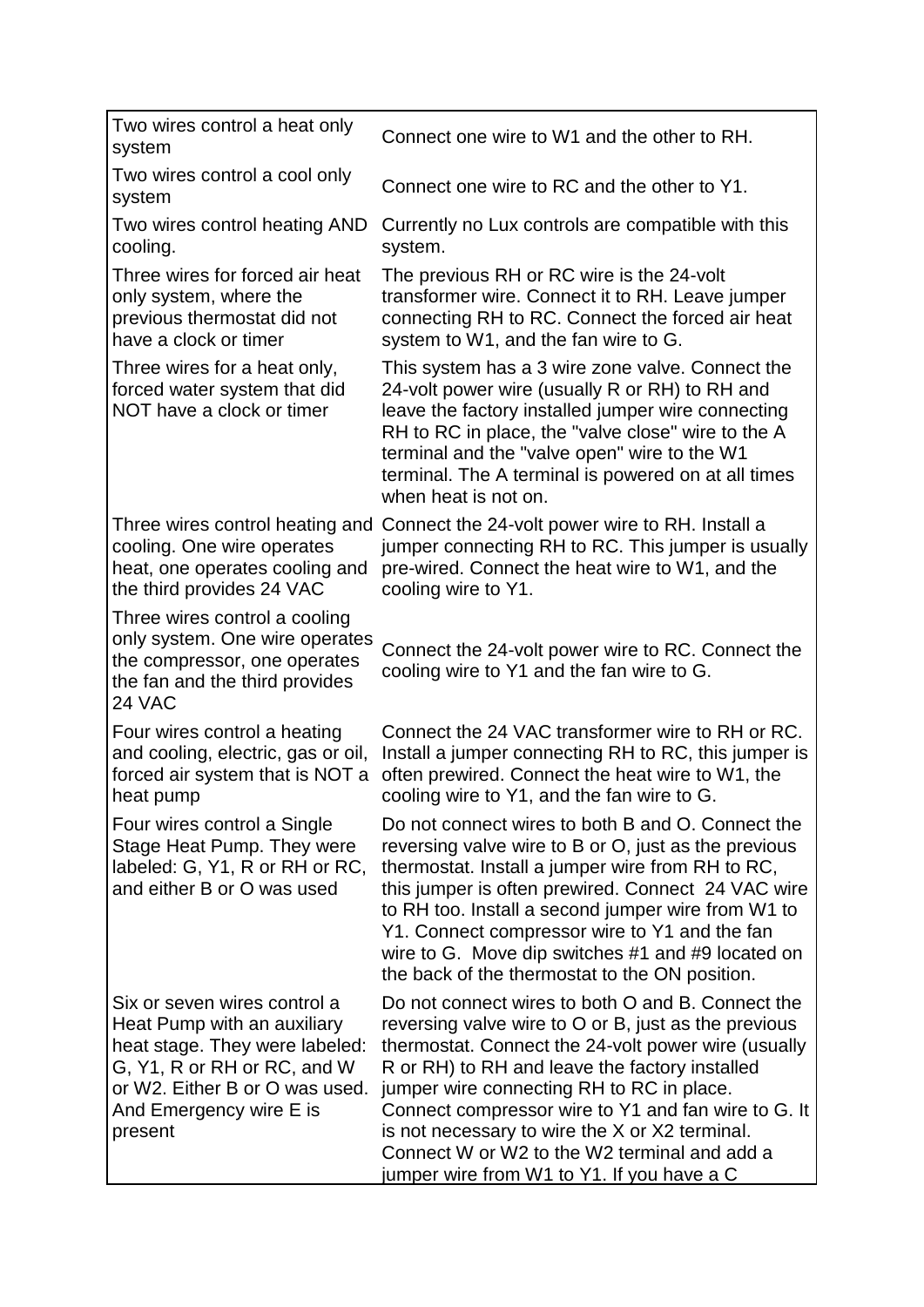| Two wires control a heat only system | Connect one wire to W1 and the other to RH. |
|---|---|
| Two wires control a cool only system | Connect one wire to RC and the other to Y1. |
| Two wires control heating AND cooling. | Currently no Lux controls are compatible with this system. |
| Three wires for forced air heat only system, where the previous thermostat did not have a clock or timer | The previous RH or RC wire is the 24-volt transformer wire. Connect it to RH. Leave jumper connecting RH to RC. Connect the forced air heat system to W1, and the fan wire to G. |
| Three wires for a heat only, forced water system that did NOT have a clock or timer | This system has a 3 wire zone valve. Connect the 24-volt power wire (usually R or RH) to RH and leave the factory installed jumper wire connecting RH to RC in place, the "valve close" wire to the A terminal and the "valve open" wire to the W1 terminal. The A terminal is powered on at all times when heat is not on. |
| Three wires control heating and cooling. One wire operates heat, one operates cooling and the third provides 24 VAC | Connect the 24-volt power wire to RH. Install a jumper connecting RH to RC. This jumper is usually pre-wired. Connect the heat wire to W1, and the cooling wire to Y1. |
| Three wires control a cooling only system. One wire operates the compressor, one operates the fan and the third provides 24 VAC | Connect the 24-volt power wire to RC. Connect the cooling wire to Y1 and the fan wire to G. |
| Four wires control a heating and cooling, electric, gas or oil, forced air system that is NOT a heat pump | Connect the 24 VAC transformer wire to RH or RC. Install a jumper connecting RH to RC, this jumper is often prewired. Connect the heat wire to W1, the cooling wire to Y1, and the fan wire to G. |
| Four wires control a Single Stage Heat Pump. They were labeled: G, Y1, R or RH or RC, and either B or O was used | Do not connect wires to both B and O. Connect the reversing valve wire to B or O, just as the previous thermostat. Install a jumper wire from RH to RC, this jumper is often prewired. Connect 24 VAC wire to RH too. Install a second jumper wire from W1 to Y1. Connect compressor wire to Y1 and the fan wire to G. Move dip switches #1 and #9 located on the back of the thermostat to the ON position. |
| Six or seven wires control a Heat Pump with an auxiliary heat stage. They were labeled: G, Y1, R or RH or RC, and W or W2. Either B or O was used. And Emergency wire E is present | Do not connect wires to both O and B. Connect the reversing valve wire to O or B, just as the previous thermostat. Connect the 24-volt power wire (usually R or RH) to RH and leave the factory installed jumper wire connecting RH to RC in place. Connect compressor wire to Y1 and fan wire to G. It is not necessary to wire the X or X2 terminal. Connect W or W2 to the W2 terminal and add a jumper wire from W1 to Y1. If you have a C |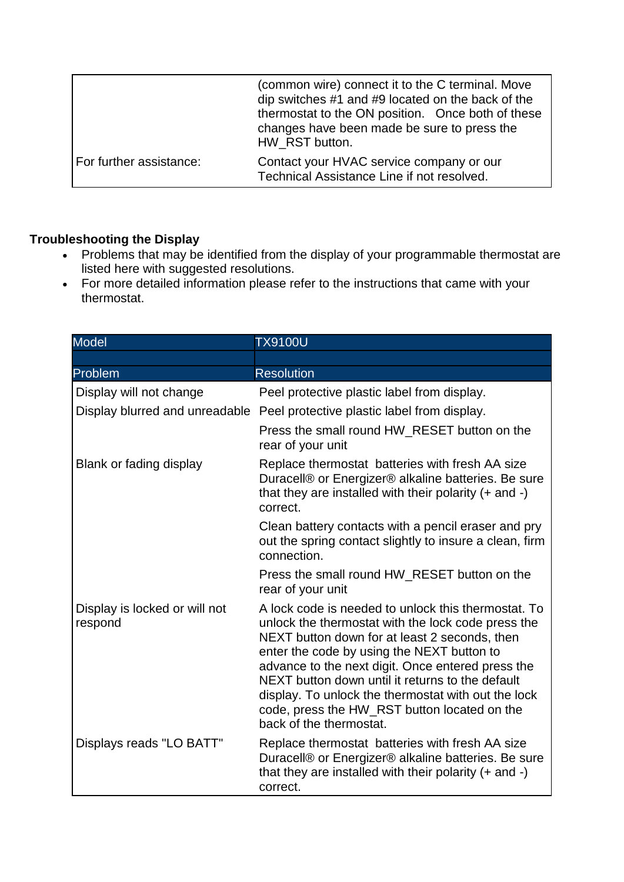| | |
|---|---|
| | (common wire) connect it to the C terminal. Move dip switches #1 and #9 located on the back of the thermostat to the ON position. Once both of these changes have been made be sure to press the HW_RST button. |
| For further assistance: | Contact your HVAC service company or our Technical Assistance Line if not resolved. |

**Troubleshooting the Display**

- Problems that may be identified from the display of your programmable thermostat are listed here with suggested resolutions.
- For more detailed information please refer to the instructions that came with your thermostat.

| Model | TX9100U |
|---|---|
| | |
| **Problem** | **Resolution** |
| Display will not change | Peel protective plastic label from display. |
| Display blurred and unreadable | Peel protective plastic label from display. |
| | Press the small round HW_RESET button on the rear of your unit |
| Blank or fading display | Replace thermostat batteries with fresh AA size Duracell® or Energizer® alkaline batteries. Be sure that they are installed with their polarity (+ and -) correct. |
| | Clean battery contacts with a pencil eraser and pry out the spring contact slightly to insure a clean, firm connection. |
| | Press the small round HW_RESET button on the rear of your unit |
| Display is locked or will not respond | A lock code is needed to unlock this thermostat. To unlock the thermostat with the lock code press the NEXT button down for at least 2 seconds, then enter the code by using the NEXT button to advance to the next digit. Once entered press the NEXT button down until it returns to the default display. To unlock the thermostat with out the lock code, press the HW_RST button located on the back of the thermostat. |
| Displays reads "LO BATT" | Replace thermostat batteries with fresh AA size Duracell® or Energizer® alkaline batteries. Be sure that they are installed with their polarity (+ and -) correct. |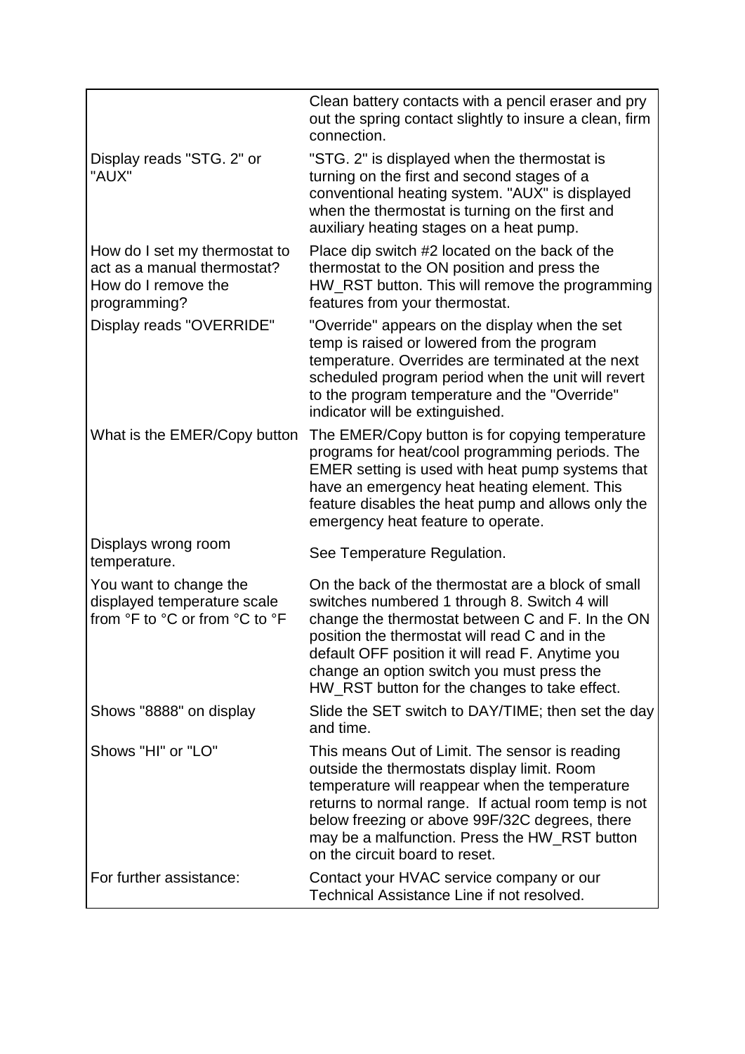| | |
|---|---|
| | Clean battery contacts with a pencil eraser and pry out the spring contact slightly to insure a clean, firm connection. |
| Display reads "STG. 2" or "AUX" | "STG. 2" is displayed when the thermostat is turning on the first and second stages of a conventional heating system. "AUX" is displayed when the thermostat is turning on the first and auxiliary heating stages on a heat pump. |
| How do I set my thermostat to act as a manual thermostat? How do I remove the programming? | Place dip switch #2 located on the back of the thermostat to the ON position and press the HW_RST button. This will remove the programming features from your thermostat. |
| Display reads "OVERRIDE" | "Override" appears on the display when the set temp is raised or lowered from the program temperature. Overrides are terminated at the next scheduled program period when the unit will revert to the program temperature and the "Override" indicator will be extinguished. |
| What is the EMER/Copy button | The EMER/Copy button is for copying temperature programs for heat/cool programming periods. The EMER setting is used with heat pump systems that have an emergency heat heating element. This feature disables the heat pump and allows only the emergency heat feature to operate. |
| Displays wrong room temperature. | See Temperature Regulation. |
| You want to change the displayed temperature scale from °F to °C or from °C to °F | On the back of the thermostat are a block of small switches numbered 1 through 8. Switch 4 will change the thermostat between C and F. In the ON position the thermostat will read C and in the default OFF position it will read F. Anytime you change an option switch you must press the HW_RST button for the changes to take effect. |
| Shows "8888" on display | Slide the SET switch to DAY/TIME; then set the day and time. |
| Shows "HI" or "LO" | This means Out of Limit. The sensor is reading outside the thermostats display limit. Room temperature will reappear when the temperature returns to normal range. If actual room temp is not below freezing or above 99F/32C degrees, there may be a malfunction. Press the HW_RST button on the circuit board to reset. |
| For further assistance: | Contact your HVAC service company or our Technical Assistance Line if not resolved. |